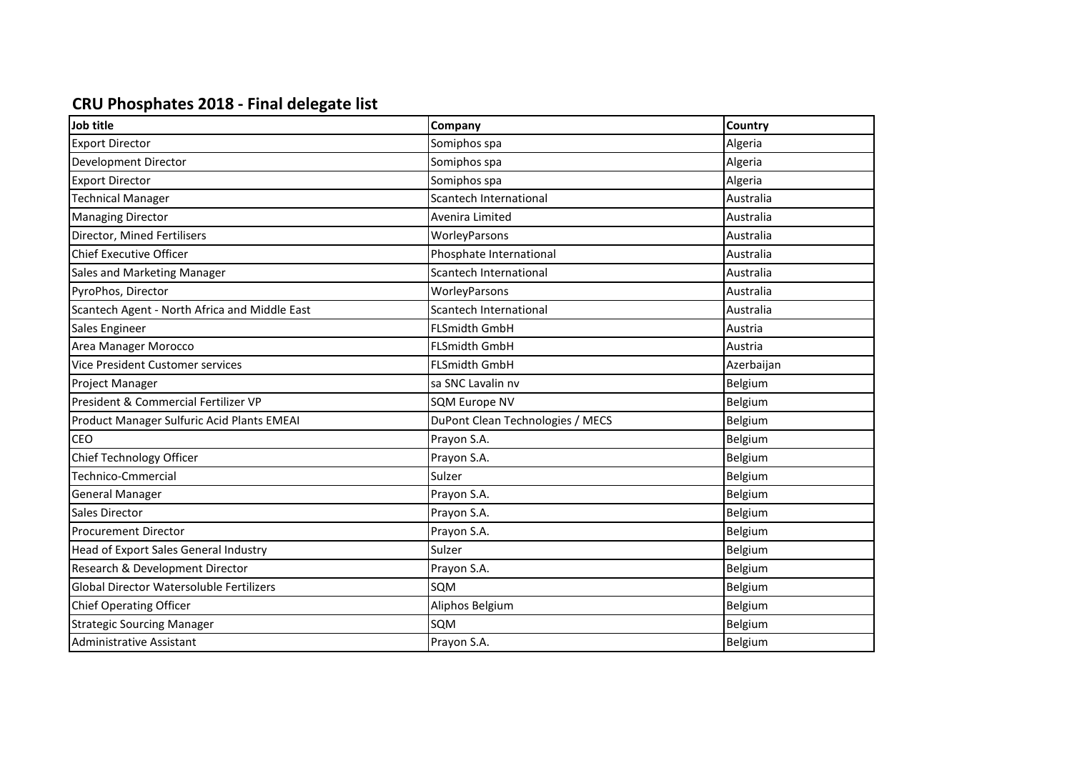## CRU Phosphates 2018 - Final delegate list

| Job title | Company | Country |
|---|---|---|
| Export Director | Somiphos spa | Algeria |
| Development Director | Somiphos spa | Algeria |
| Export Director | Somiphos spa | Algeria |
| Technical Manager | Scantech International | Australia |
| Managing Director | Avenira Limited | Australia |
| Director, Mined Fertilisers | WorleyParsons | Australia |
| Chief Executive Officer | Phosphate International | Australia |
| Sales and Marketing Manager | Scantech International | Australia |
| PyroPhos, Director | WorleyParsons | Australia |
| Scantech Agent - North Africa and Middle East | Scantech International | Australia |
| Sales Engineer | FLSmidth GmbH | Austria |
| Area Manager Morocco | FLSmidth GmbH | Austria |
| Vice President Customer services | FLSmidth GmbH | Azerbaijan |
| Project Manager | sa SNC Lavalin nv | Belgium |
| President & Commercial Fertilizer VP | SQM Europe NV | Belgium |
| Product Manager Sulfuric Acid Plants EMEAI | DuPont Clean Technologies / MECS | Belgium |
| CEO | Prayon S.A. | Belgium |
| Chief Technology Officer | Prayon S.A. | Belgium |
| Technico-Cmmercial | Sulzer | Belgium |
| General Manager | Prayon S.A. | Belgium |
| Sales Director | Prayon S.A. | Belgium |
| Procurement Director | Prayon S.A. | Belgium |
| Head of Export Sales General Industry | Sulzer | Belgium |
| Research & Development Director | Prayon S.A. | Belgium |
| Global Director Watersoluble Fertilizers | SQM | Belgium |
| Chief Operating Officer | Aliphos Belgium | Belgium |
| Strategic Sourcing Manager | SQM | Belgium |
| Administrative Assistant | Prayon S.A. | Belgium |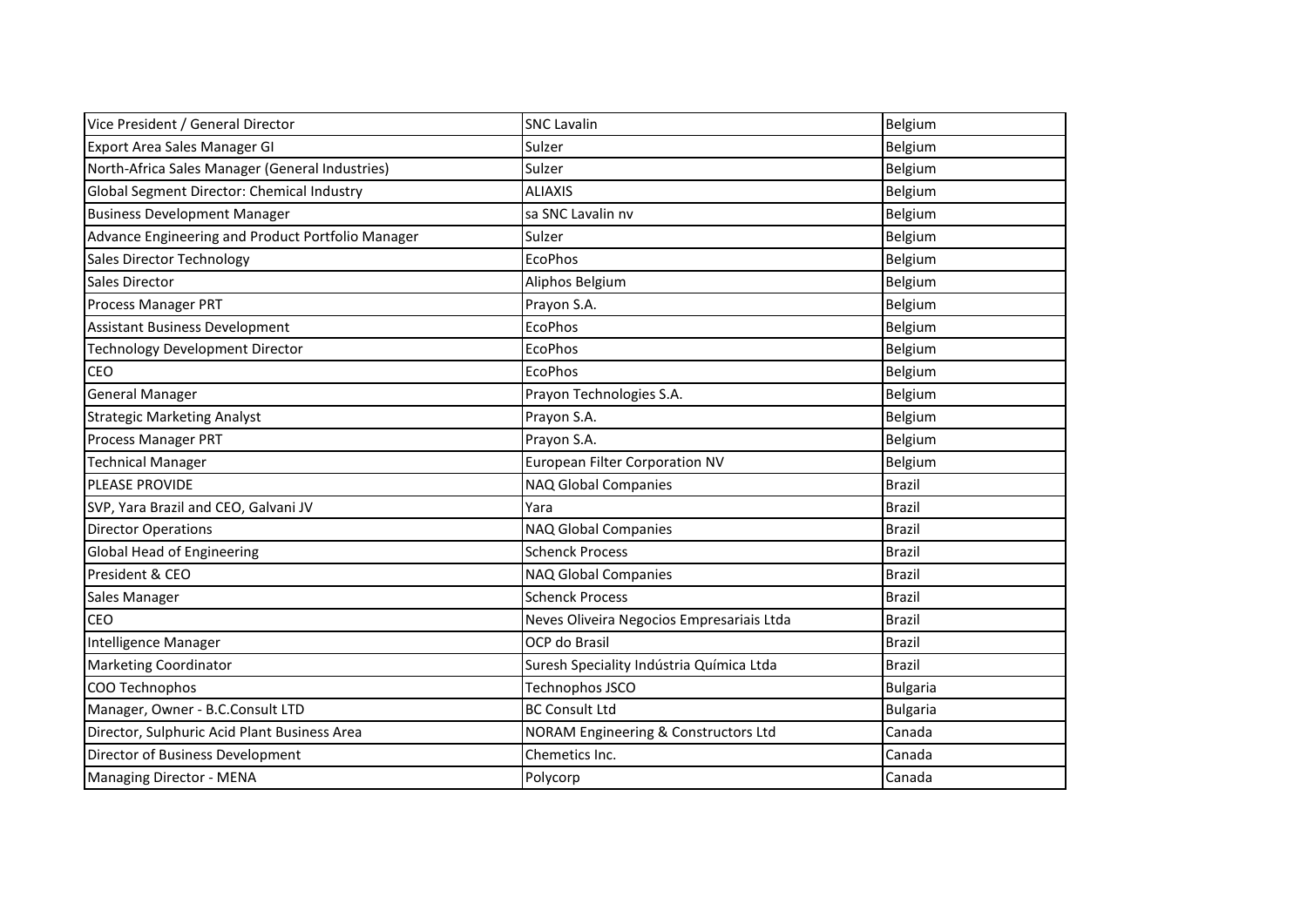| Vice President / General Director | SNC Lavalin | Belgium |
|---|---|---|
| Export Area Sales Manager GI | Sulzer | Belgium |
| North-Africa Sales Manager (General Industries) | Sulzer | Belgium |
| Global Segment Director: Chemical Industry | ALIAXIS | Belgium |
| Business Development Manager | sa SNC Lavalin nv | Belgium |
| Advance Engineering and Product Portfolio Manager | Sulzer | Belgium |
| Sales Director Technology | EcoPhos | Belgium |
| Sales Director | Aliphos Belgium | Belgium |
| Process Manager PRT | Prayon S.A. | Belgium |
| Assistant Business Development | EcoPhos | Belgium |
| Technology Development Director | EcoPhos | Belgium |
| CEO | EcoPhos | Belgium |
| General Manager | Prayon Technologies S.A. | Belgium |
| Strategic Marketing Analyst | Prayon S.A. | Belgium |
| Process Manager PRT | Prayon S.A. | Belgium |
| Technical Manager | European Filter Corporation NV | Belgium |
| PLEASE PROVIDE | NAQ Global Companies | Brazil |
| SVP, Yara Brazil and CEO, Galvani JV | Yara | Brazil |
| Director Operations | NAQ Global Companies | Brazil |
| Global Head of Engineering | Schenck Process | Brazil |
| President & CEO | NAQ Global Companies | Brazil |
| Sales Manager | Schenck Process | Brazil |
| CEO | Neves Oliveira Negocios Empresariais Ltda | Brazil |
| Intelligence Manager | OCP do Brasil | Brazil |
| Marketing Coordinator | Suresh Speciality Indústria Química Ltda | Brazil |
| COO Technophos | Technophos JSCO | Bulgaria |
| Manager, Owner - B.C.Consult LTD | BC Consult Ltd | Bulgaria |
| Director, Sulphuric Acid Plant Business Area | NORAM Engineering & Constructors Ltd | Canada |
| Director of Business Development | Chemetics Inc. | Canada |
| Managing Director - MENA | Polycorp | Canada |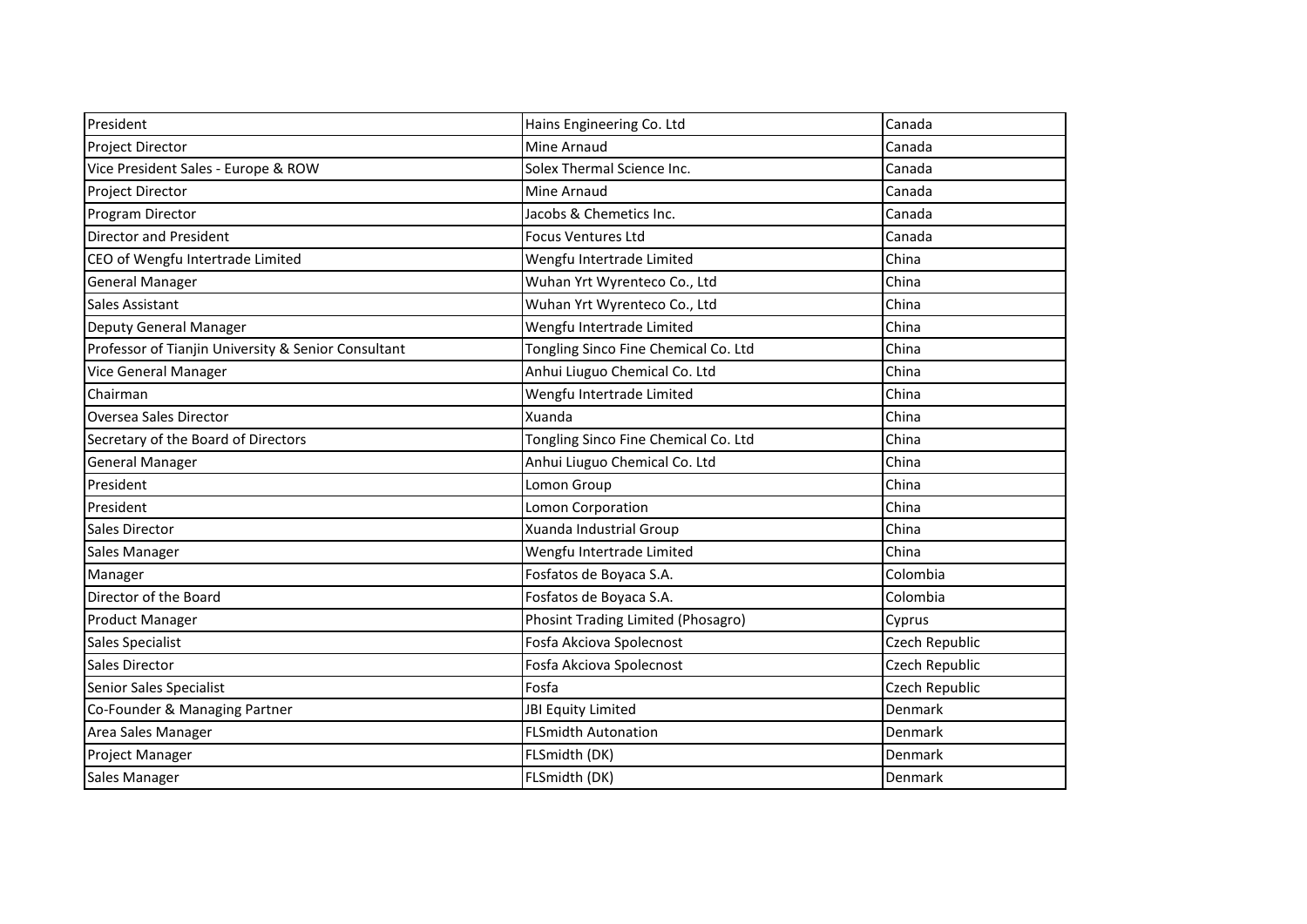| | | |
|---|---|---|
| President | Hains Engineering Co. Ltd | Canada |
| Project Director | Mine Arnaud | Canada |
| Vice President Sales - Europe & ROW | Solex Thermal Science Inc. | Canada |
| Project Director | Mine Arnaud | Canada |
| Program Director | Jacobs & Chemetics Inc. | Canada |
| Director and President | Focus Ventures Ltd | Canada |
| CEO of Wengfu Intertrade Limited | Wengfu Intertrade Limited | China |
| General Manager | Wuhan Yrt Wyrenteco Co., Ltd | China |
| Sales Assistant | Wuhan Yrt Wyrenteco Co., Ltd | China |
| Deputy General Manager | Wengfu Intertrade Limited | China |
| Professor of Tianjin University & Senior Consultant | Tongling Sinco Fine Chemical Co. Ltd | China |
| Vice General Manager | Anhui Liuguo Chemical Co. Ltd | China |
| Chairman | Wengfu Intertrade Limited | China |
| Oversea Sales Director | Xuanda | China |
| Secretary of the Board of Directors | Tongling Sinco Fine Chemical Co. Ltd | China |
| General Manager | Anhui Liuguo Chemical Co. Ltd | China |
| President | Lomon Group | China |
| President | Lomon Corporation | China |
| Sales Director | Xuanda Industrial Group | China |
| Sales Manager | Wengfu Intertrade Limited | China |
| Manager | Fosfatos de Boyaca S.A. | Colombia |
| Director of the Board | Fosfatos de Boyaca S.A. | Colombia |
| Product Manager | Phosint Trading Limited (Phosagro) | Cyprus |
| Sales Specialist | Fosfa Akciova Spolecnost | Czech Republic |
| Sales Director | Fosfa Akciova Spolecnost | Czech Republic |
| Senior Sales Specialist | Fosfa | Czech Republic |
| Co-Founder & Managing Partner | JBI Equity Limited | Denmark |
| Area Sales Manager | FLSmidth Autonation | Denmark |
| Project Manager | FLSmidth (DK) | Denmark |
| Sales Manager | FLSmidth (DK) | Denmark |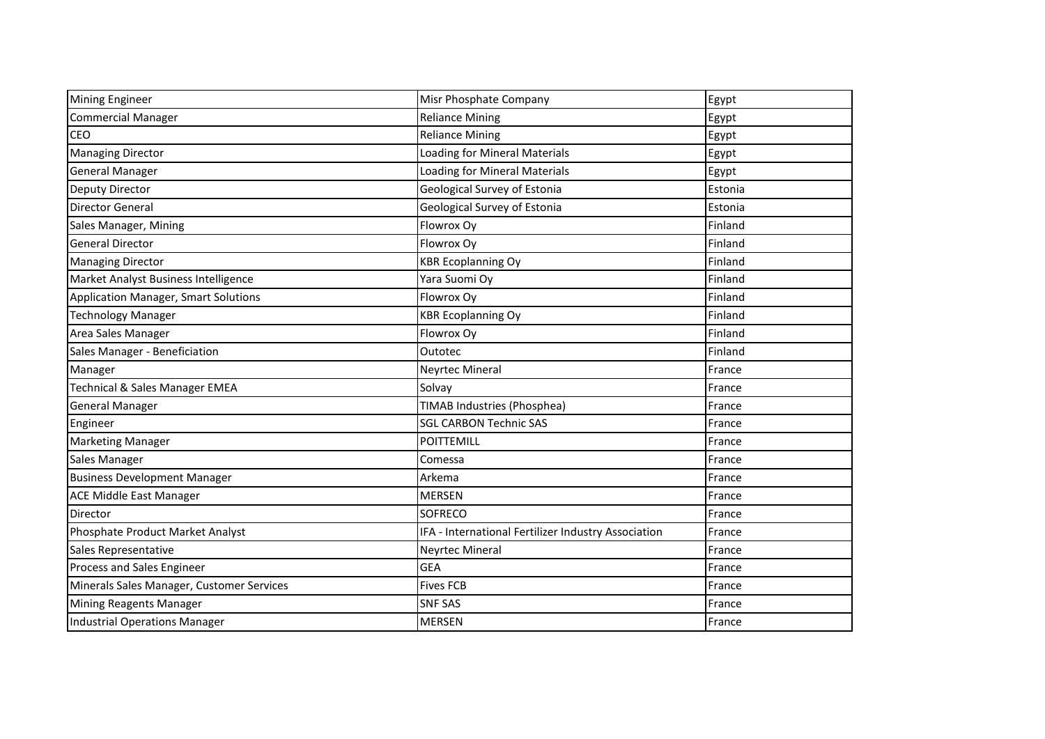| Mining Engineer | Misr Phosphate Company | Egypt |
|---|---|---|
| Commercial Manager | Reliance Mining | Egypt |
| CEO | Reliance Mining | Egypt |
| Managing Director | Loading for Mineral Materials | Egypt |
| General Manager | Loading for Mineral Materials | Egypt |
| Deputy Director | Geological Survey of Estonia | Estonia |
| Director General | Geological Survey of Estonia | Estonia |
| Sales Manager, Mining | Flowrox Oy | Finland |
| General Director | Flowrox Oy | Finland |
| Managing Director | KBR Ecoplanning Oy | Finland |
| Market Analyst Business Intelligence | Yara Suomi Oy | Finland |
| Application Manager, Smart Solutions | Flowrox Oy | Finland |
| Technology Manager | KBR Ecoplanning Oy | Finland |
| Area Sales Manager | Flowrox Oy | Finland |
| Sales Manager - Beneficiation | Outotec | Finland |
| Manager | Neyrtec Mineral | France |
| Technical & Sales Manager EMEA | Solvay | France |
| General Manager | TIMAB Industries (Phosphea) | France |
| Engineer | SGL CARBON Technic SAS | France |
| Marketing Manager | POITTEMILL | France |
| Sales Manager | Comessa | France |
| Business Development Manager | Arkema | France |
| ACE Middle East Manager | MERSEN | France |
| Director | SOFRECO | France |
| Phosphate Product Market Analyst | IFA - International Fertilizer Industry Association | France |
| Sales Representative | Neyrtec Mineral | France |
| Process and Sales Engineer | GEA | France |
| Minerals Sales Manager, Customer Services | Fives FCB | France |
| Mining Reagents Manager | SNF SAS | France |
| Industrial Operations Manager | MERSEN | France |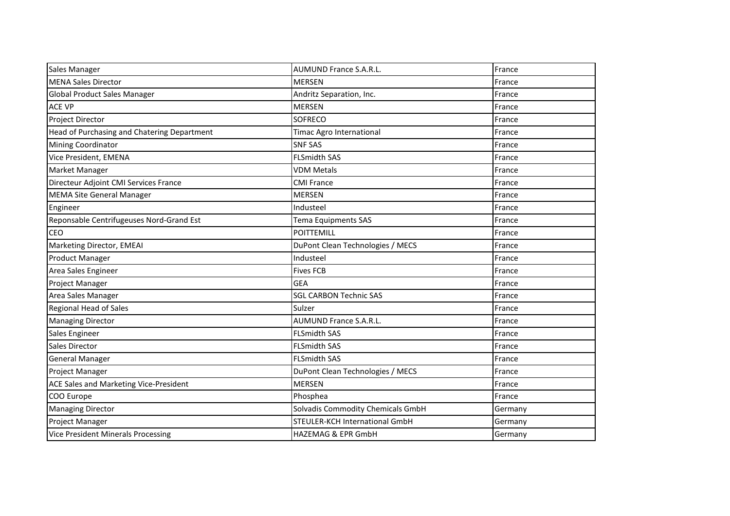| Sales Manager | AUMUND France S.A.R.L. | France |
|---|---|---|
| MENA Sales Director | MERSEN | France |
| Global Product Sales Manager | Andritz Separation, Inc. | France |
| ACE VP | MERSEN | France |
| Project Director | SOFRECO | France |
| Head of Purchasing and Chatering Department | Timac Agro International | France |
| Mining Coordinator | SNF SAS | France |
| Vice President, EMENA | FLSmidth SAS | France |
| Market Manager | VDM Metals | France |
| Directeur Adjoint CMI Services France | CMI France | France |
| MEMA Site General Manager | MERSEN | France |
| Engineer | Industeel | France |
| Reponsable Centrifugeuses Nord-Grand Est | Tema Equipments SAS | France |
| CEO | POITTEMILL | France |
| Marketing Director, EMEAI | DuPont Clean Technologies / MECS | France |
| Product Manager | Industeel | France |
| Area Sales Engineer | Fives FCB | France |
| Project Manager | GEA | France |
| Area Sales Manager | SGL CARBON Technic SAS | France |
| Regional Head of Sales | Sulzer | France |
| Managing Director | AUMUND France S.A.R.L. | France |
| Sales Engineer | FLSmidth SAS | France |
| Sales Director | FLSmidth SAS | France |
| General Manager | FLSmidth SAS | France |
| Project Manager | DuPont Clean Technologies / MECS | France |
| ACE Sales and Marketing Vice-President | MERSEN | France |
| COO Europe | Phosphea | France |
| Managing Director | Solvadis Commodity Chemicals GmbH | Germany |
| Project Manager | STEULER-KCH International GmbH | Germany |
| Vice President Minerals Processing | HAZEMAG & EPR GmbH | Germany |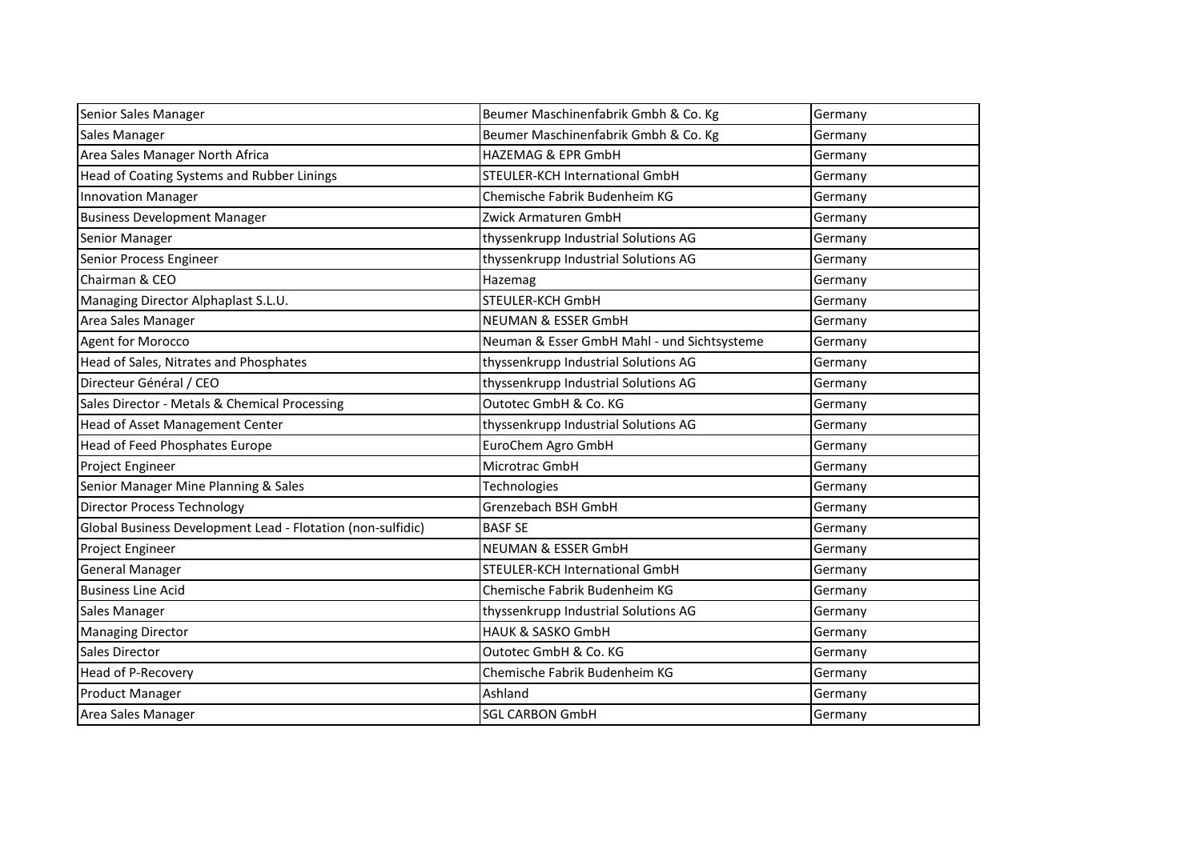| Senior Sales Manager | Beumer Maschinenfabrik Gmbh & Co. Kg | Germany |
|---|---|---|
| Sales Manager | Beumer Maschinenfabrik Gmbh & Co. Kg | Germany |
| Area Sales Manager North Africa | HAZEMAG & EPR GmbH | Germany |
| Head of Coating Systems and Rubber Linings | STEULER-KCH International GmbH | Germany |
| Innovation Manager | Chemische Fabrik Budenheim KG | Germany |
| Business Development Manager | Zwick Armaturen GmbH | Germany |
| Senior Manager | thyssenkrupp Industrial Solutions AG | Germany |
| Senior Process Engineer | thyssenkrupp Industrial Solutions AG | Germany |
| Chairman & CEO | Hazemag | Germany |
| Managing Director Alphaplast S.L.U. | STEULER-KCH GmbH | Germany |
| Area Sales Manager | NEUMAN & ESSER GmbH | Germany |
| Agent for Morocco | Neuman & Esser GmbH Mahl - und Sichtsysteme | Germany |
| Head of Sales, Nitrates and Phosphates | thyssenkrupp Industrial Solutions AG | Germany |
| Directeur Général / CEO | thyssenkrupp Industrial Solutions AG | Germany |
| Sales Director - Metals & Chemical Processing | Outotec GmbH & Co. KG | Germany |
| Head of Asset Management Center | thyssenkrupp Industrial Solutions AG | Germany |
| Head of Feed Phosphates Europe | EuroChem Agro GmbH | Germany |
| Project Engineer | Microtrac GmbH | Germany |
| Senior Manager Mine Planning & Sales | Technologies | Germany |
| Director Process Technology | Grenzebach BSH GmbH | Germany |
| Global Business Development Lead - Flotation (non-sulfidic) | BASF SE | Germany |
| Project Engineer | NEUMAN & ESSER GmbH | Germany |
| General Manager | STEULER-KCH International GmbH | Germany |
| Business Line Acid | Chemische Fabrik Budenheim KG | Germany |
| Sales Manager | thyssenkrupp Industrial Solutions AG | Germany |
| Managing Director | HAUK & SASKO GmbH | Germany |
| Sales Director | Outotec GmbH & Co. KG | Germany |
| Head of P-Recovery | Chemische Fabrik Budenheim KG | Germany |
| Product Manager | Ashland | Germany |
| Area Sales Manager | SGL CARBON GmbH | Germany |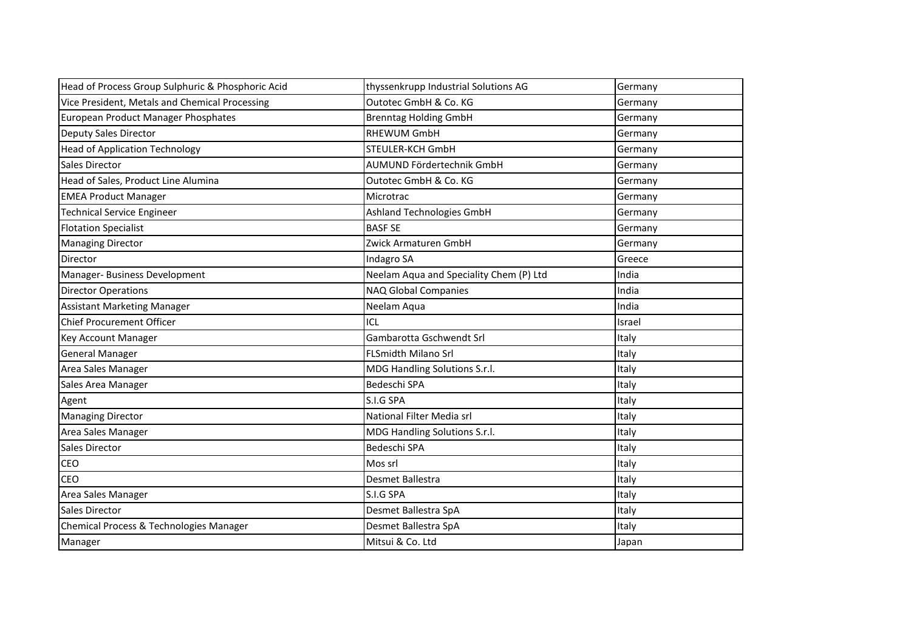| | | |
|---|---|---|
| Head of Process Group Sulphuric & Phosphoric Acid | thyssenkrupp Industrial Solutions AG | Germany |
| Vice President, Metals and Chemical Processing | Outotec GmbH & Co. KG | Germany |
| European Product Manager Phosphates | Brenntag Holding GmbH | Germany |
| Deputy Sales Director | RHEWUM GmbH | Germany |
| Head of Application Technology | STEULER-KCH GmbH | Germany |
| Sales Director | AUMUND Fördertechnik GmbH | Germany |
| Head of Sales, Product Line Alumina | Outotec GmbH & Co. KG | Germany |
| EMEA Product Manager | Microtrac | Germany |
| Technical Service Engineer | Ashland Technologies GmbH | Germany |
| Flotation Specialist | BASF SE | Germany |
| Managing Director | Zwick Armaturen GmbH | Germany |
| Director | Indagro SA | Greece |
| Manager- Business Development | Neelam Aqua and Speciality Chem (P) Ltd | India |
| Director Operations | NAQ Global Companies | India |
| Assistant Marketing Manager | Neelam Aqua | India |
| Chief Procurement Officer | ICL | Israel |
| Key Account Manager | Gambarotta Gschwendt Srl | Italy |
| General Manager | FLSmidth Milano Srl | Italy |
| Area Sales Manager | MDG Handling Solutions S.r.l. | Italy |
| Sales Area Manager | Bedeschi SPA | Italy |
| Agent | S.I.G SPA | Italy |
| Managing Director | National Filter Media srl | Italy |
| Area Sales Manager | MDG Handling Solutions S.r.l. | Italy |
| Sales Director | Bedeschi SPA | Italy |
| CEO | Mos srl | Italy |
| CEO | Desmet Ballestra | Italy |
| Area Sales Manager | S.I.G SPA | Italy |
| Sales Director | Desmet Ballestra SpA | Italy |
| Chemical Process & Technologies Manager | Desmet Ballestra SpA | Italy |
| Manager | Mitsui & Co. Ltd | Japan |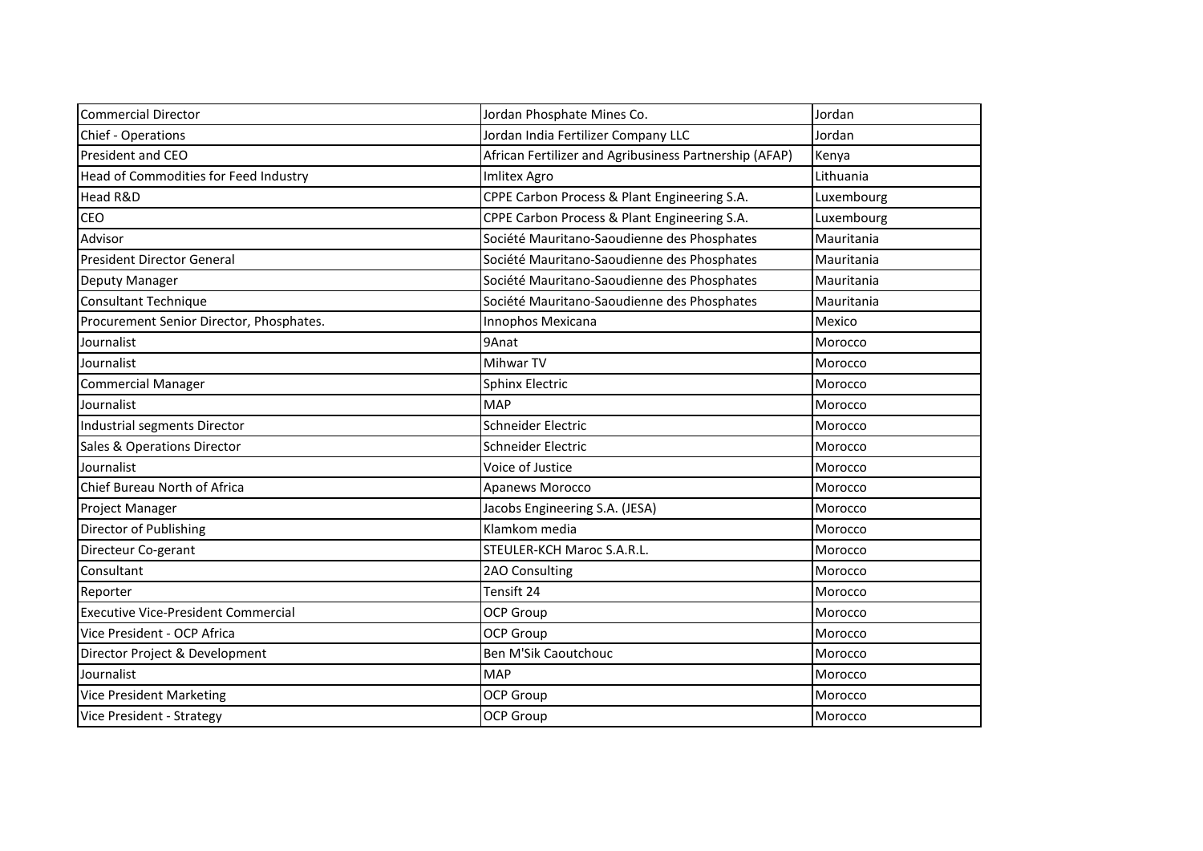| Commercial Director | Jordan Phosphate Mines Co. | Jordan |
|---|---|---|
| Chief - Operations | Jordan India Fertilizer Company LLC | Jordan |
| President and CEO | African Fertilizer and Agribusiness Partnership (AFAP) | Kenya |
| Head of Commodities for Feed Industry | Imlitex Agro | Lithuania |
| Head R&D | CPPE Carbon Process & Plant Engineering S.A. | Luxembourg |
| CEO | CPPE Carbon Process & Plant Engineering S.A. | Luxembourg |
| Advisor | Société Mauritano-Saoudienne des Phosphates | Mauritania |
| President Director General | Société Mauritano-Saoudienne des Phosphates | Mauritania |
| Deputy Manager | Société Mauritano-Saoudienne des Phosphates | Mauritania |
| Consultant Technique | Société Mauritano-Saoudienne des Phosphates | Mauritania |
| Procurement Senior Director, Phosphates. | Innophos Mexicana | Mexico |
| Journalist | 9Anat | Morocco |
| Journalist | Mihwar TV | Morocco |
| Commercial Manager | Sphinx Electric | Morocco |
| Journalist | MAP | Morocco |
| Industrial segments Director | Schneider Electric | Morocco |
| Sales & Operations Director | Schneider Electric | Morocco |
| Journalist | Voice of Justice | Morocco |
| Chief Bureau North of Africa | Apanews Morocco | Morocco |
| Project Manager | Jacobs Engineering S.A. (JESA) | Morocco |
| Director of Publishing | Klamkom media | Morocco |
| Directeur Co-gerant | STEULER-KCH Maroc S.A.R.L. | Morocco |
| Consultant | 2AO Consulting | Morocco |
| Reporter | Tensift 24 | Morocco |
| Executive Vice-President Commercial | OCP Group | Morocco |
| Vice President - OCP Africa | OCP Group | Morocco |
| Director Project & Development | Ben M'Sik Caoutchouc | Morocco |
| Journalist | MAP | Morocco |
| Vice President Marketing | OCP Group | Morocco |
| Vice President - Strategy | OCP Group | Morocco |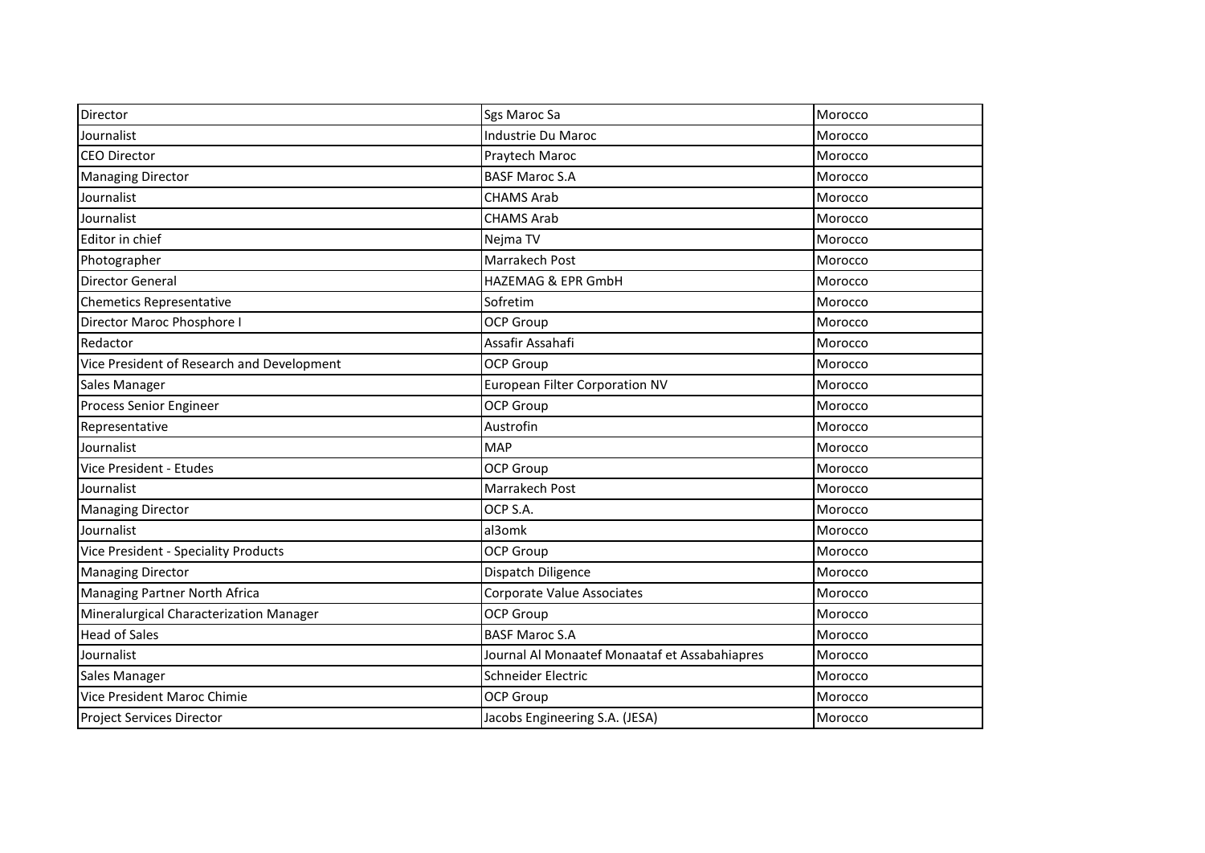| Director | Sgs Maroc Sa | Morocco |
| --- | --- | --- |
| Journalist | Industrie Du Maroc | Morocco |
| CEO Director | Praytech Maroc | Morocco |
| Managing Director | BASF Maroc S.A | Morocco |
| Journalist | CHAMS Arab | Morocco |
| Journalist | CHAMS Arab | Morocco |
| Editor in chief | Nejma TV | Morocco |
| Photographer | Marrakech Post | Morocco |
| Director General | HAZEMAG & EPR GmbH | Morocco |
| Chemetics Representative | Sofretim | Morocco |
| Director Maroc Phosphore I | OCP Group | Morocco |
| Redactor | Assafir Assahafi | Morocco |
| Vice President of Research and Development | OCP Group | Morocco |
| Sales Manager | European Filter Corporation NV | Morocco |
| Process Senior Engineer | OCP Group | Morocco |
| Representative | Austrofin | Morocco |
| Journalist | MAP | Morocco |
| Vice President - Etudes | OCP Group | Morocco |
| Journalist | Marrakech Post | Morocco |
| Managing Director | OCP S.A. | Morocco |
| Journalist | al3omk | Morocco |
| Vice President - Speciality Products | OCP Group | Morocco |
| Managing Director | Dispatch Diligence | Morocco |
| Managing Partner North Africa | Corporate Value Associates | Morocco |
| Mineralurgical Characterization Manager | OCP Group | Morocco |
| Head of Sales | BASF Maroc S.A | Morocco |
| Journalist | Journal Al Monaatef Monaataf et Assabahiapres | Morocco |
| Sales Manager | Schneider Electric | Morocco |
| Vice President Maroc Chimie | OCP Group | Morocco |
| Project Services Director | Jacobs Engineering S.A. (JESA) | Morocco |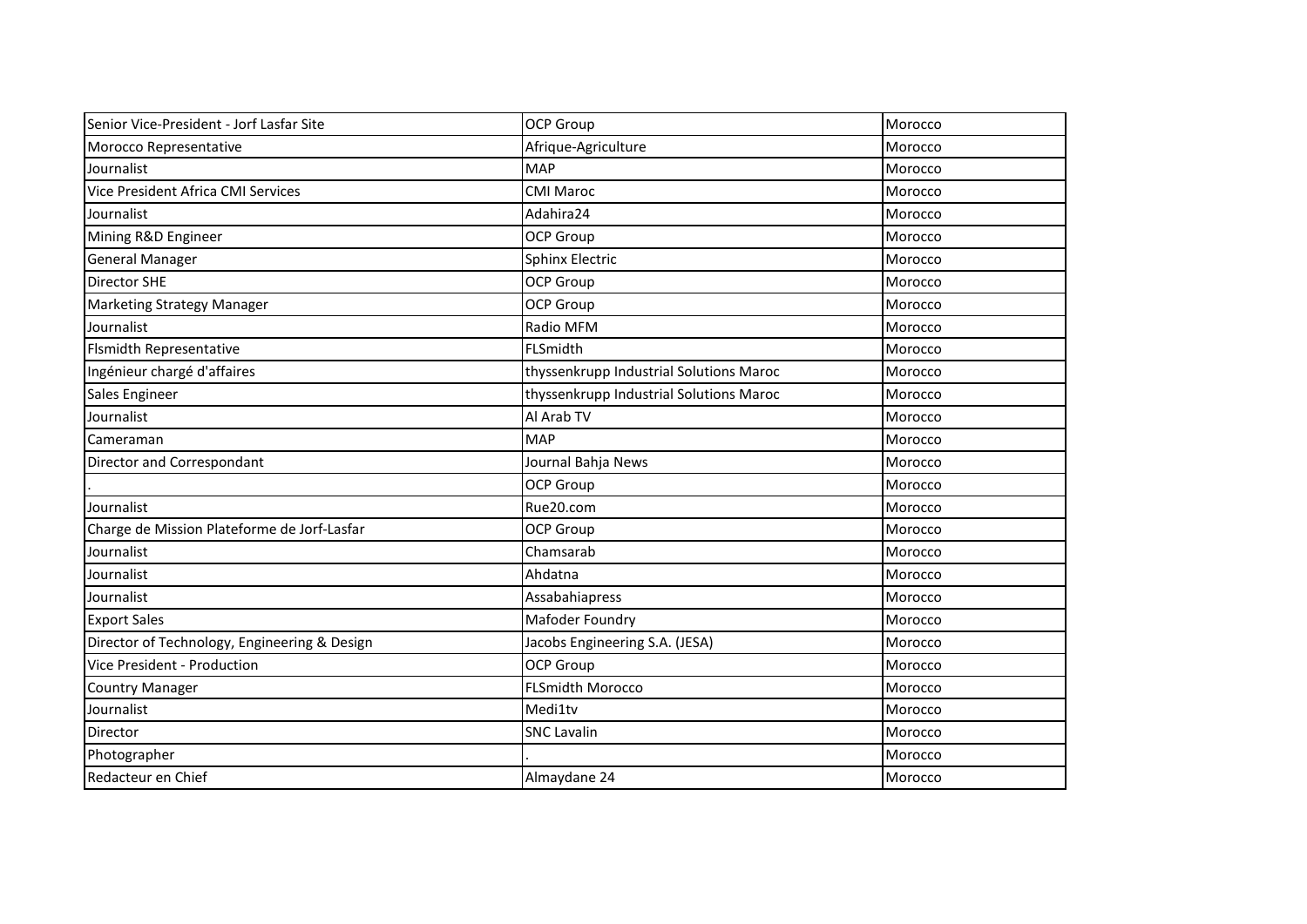| Senior Vice-President - Jorf Lasfar Site | OCP Group | Morocco |
|---|---|---|
| Morocco Representative | Afrique-Agriculture | Morocco |
| Journalist | MAP | Morocco |
| Vice President Africa CMI Services | CMI Maroc | Morocco |
| Journalist | Adahira24 | Morocco |
| Mining R&D Engineer | OCP Group | Morocco |
| General Manager | Sphinx Electric | Morocco |
| Director SHE | OCP Group | Morocco |
| Marketing Strategy Manager | OCP Group | Morocco |
| Journalist | Radio MFM | Morocco |
| Flsmidth Representative | FLSmidth | Morocco |
| Ingénieur chargé d'affaires | thyssenkrupp Industrial Solutions Maroc | Morocco |
| Sales Engineer | thyssenkrupp Industrial Solutions Maroc | Morocco |
| Journalist | Al Arab TV | Morocco |
| Cameraman | MAP | Morocco |
| Director and Correspondant | Journal Bahja News | Morocco |
| . | OCP Group | Morocco |
| Journalist | Rue20.com | Morocco |
| Charge de Mission Plateforme de Jorf-Lasfar | OCP Group | Morocco |
| Journalist | Chamsarab | Morocco |
| Journalist | Ahdatna | Morocco |
| Journalist | Assabahiapress | Morocco |
| Export Sales | Mafoder Foundry | Morocco |
| Director of Technology, Engineering & Design | Jacobs Engineering S.A. (JESA) | Morocco |
| Vice President - Production | OCP Group | Morocco |
| Country Manager | FLSmidth Morocco | Morocco |
| Journalist | Medi1tv | Morocco |
| Director | SNC Lavalin | Morocco |
| Photographer | . | Morocco |
| Redacteur en Chief | Almaydane 24 | Morocco |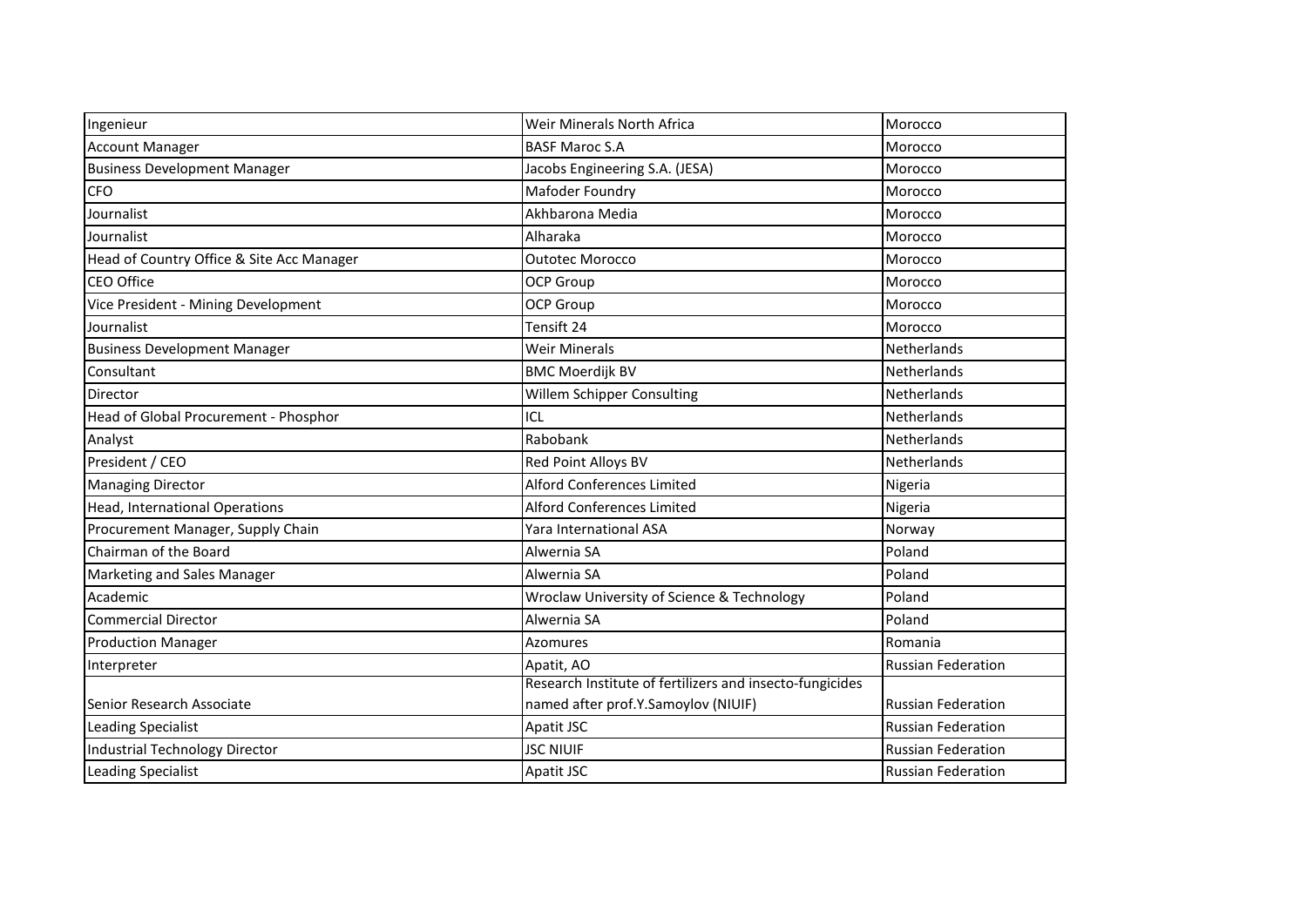| Ingenieur | Weir Minerals North Africa | Morocco |
|---|---|---|
| Account Manager | BASF Maroc S.A | Morocco |
| Business Development Manager | Jacobs Engineering S.A. (JESA) | Morocco |
| CFO | Mafoder Foundry | Morocco |
| Journalist | Akhbarona Media | Morocco |
| Journalist | Alharaka | Morocco |
| Head of Country Office & Site Acc Manager | Outotec Morocco | Morocco |
| CEO Office | OCP Group | Morocco |
| Vice President - Mining Development | OCP Group | Morocco |
| Journalist | Tensift 24 | Morocco |
| Business Development Manager | Weir Minerals | Netherlands |
| Consultant | BMC Moerdijk BV | Netherlands |
| Director | Willem Schipper Consulting | Netherlands |
| Head of Global Procurement - Phosphor | ICL | Netherlands |
| Analyst | Rabobank | Netherlands |
| President / CEO | Red Point Alloys BV | Netherlands |
| Managing Director | Alford Conferences Limited | Nigeria |
| Head, International Operations | Alford Conferences Limited | Nigeria |
| Procurement Manager, Supply Chain | Yara International ASA | Norway |
| Chairman of the Board | Alwernia SA | Poland |
| Marketing and Sales Manager | Alwernia SA | Poland |
| Academic | Wroclaw University of Science & Technology | Poland |
| Commercial Director | Alwernia SA | Poland |
| Production Manager | Azomures | Romania |
| Interpreter | Apatit, AO | Russian Federation |
| Senior Research Associate | Research Institute of fertilizers and insecto-fungicides named after prof.Y.Samoylov (NIUIF) | Russian Federation |
| Leading Specialist | Apatit JSC | Russian Federation |
| Industrial Technology Director | JSC NIUIF | Russian Federation |
| Leading Specialist | Apatit JSC | Russian Federation |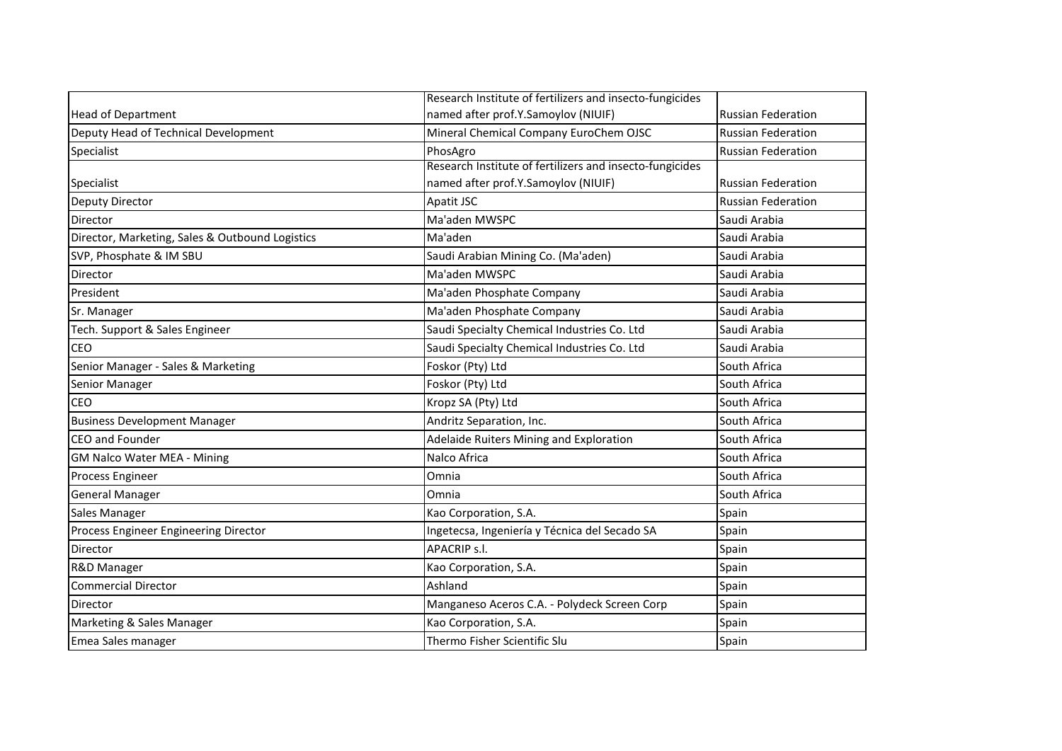| | | |
|---|---|---|
| Head of Department | Research Institute of fertilizers and insecto-fungicides named after prof.Y.Samoylov (NIUIF) | Russian Federation |
| Deputy Head of Technical Development | Mineral Chemical Company EuroChem OJSC | Russian Federation |
| Specialist | PhosAgro | Russian Federation |
| Specialist | Research Institute of fertilizers and insecto-fungicides named after prof.Y.Samoylov (NIUIF) | Russian Federation |
| Deputy Director | Apatit JSC | Russian Federation |
| Director | Ma'aden MWSPC | Saudi Arabia |
| Director, Marketing, Sales & Outbound Logistics | Ma'aden | Saudi Arabia |
| SVP, Phosphate & IM SBU | Saudi Arabian Mining Co. (Ma'aden) | Saudi Arabia |
| Director | Ma'aden MWSPC | Saudi Arabia |
| President | Ma'aden Phosphate Company | Saudi Arabia |
| Sr. Manager | Ma'aden Phosphate Company | Saudi Arabia |
| Tech. Support & Sales Engineer | Saudi Specialty Chemical Industries Co. Ltd | Saudi Arabia |
| CEO | Saudi Specialty Chemical Industries Co. Ltd | Saudi Arabia |
| Senior Manager - Sales & Marketing | Foskor (Pty) Ltd | South Africa |
| Senior Manager | Foskor (Pty) Ltd | South Africa |
| CEO | Kropz SA (Pty) Ltd | South Africa |
| Business Development Manager | Andritz Separation, Inc. | South Africa |
| CEO and Founder | Adelaide Ruiters Mining and Exploration | South Africa |
| GM Nalco Water MEA - Mining | Nalco Africa | South Africa |
| Process Engineer | Omnia | South Africa |
| General Manager | Omnia | South Africa |
| Sales Manager | Kao Corporation, S.A. | Spain |
| Process Engineer Engineering Director | Ingetecsa, Ingeniería y Técnica del Secado SA | Spain |
| Director | APACRIP s.l. | Spain |
| R&D Manager | Kao Corporation, S.A. | Spain |
| Commercial Director | Ashland | Spain |
| Director | Manganeso Aceros C.A. - Polydeck Screen Corp | Spain |
| Marketing & Sales Manager | Kao Corporation, S.A. | Spain |
| Emea Sales manager | Thermo Fisher Scientific Slu | Spain |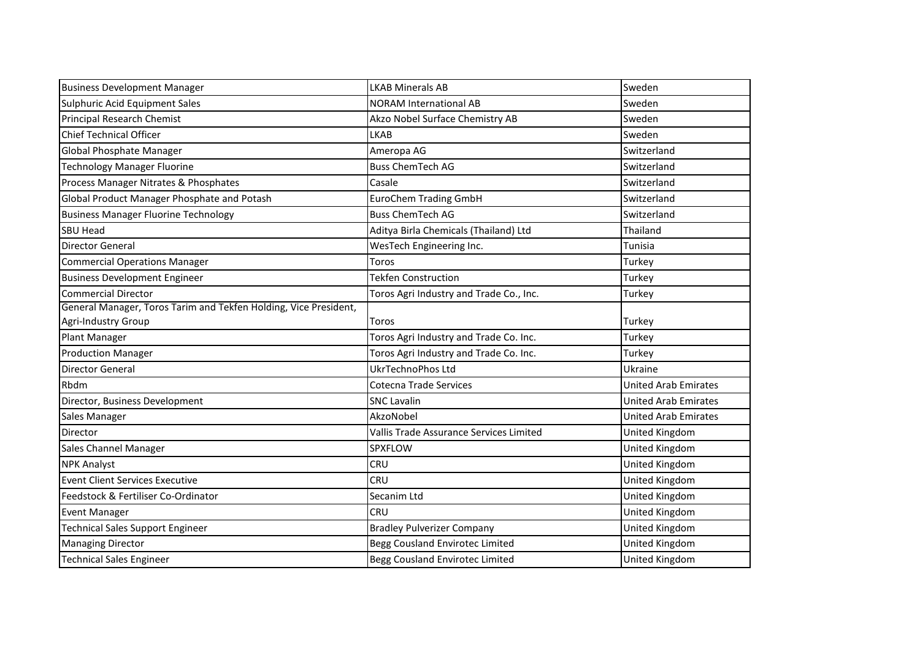| | | |
|---|---|---|
| Business Development Manager | LKAB Minerals AB | Sweden |
| Sulphuric Acid Equipment Sales | NORAM International AB | Sweden |
| Principal Research Chemist | Akzo Nobel Surface Chemistry AB | Sweden |
| Chief Technical Officer | LKAB | Sweden |
| Global Phosphate Manager | Ameropa AG | Switzerland |
| Technology Manager Fluorine | Buss ChemTech AG | Switzerland |
| Process Manager Nitrates & Phosphates | Casale | Switzerland |
| Global Product Manager Phosphate and Potash | EuroChem Trading GmbH | Switzerland |
| Business Manager Fluorine Technology | Buss ChemTech AG | Switzerland |
| SBU Head | Aditya Birla Chemicals (Thailand) Ltd | Thailand |
| Director General | WesTech Engineering Inc. | Tunisia |
| Commercial Operations Manager | Toros | Turkey |
| Business Development Engineer | Tekfen Construction | Turkey |
| Commercial Director | Toros Agri Industry and Trade Co., Inc. | Turkey |
| General Manager, Toros Tarim and Tekfen Holding, Vice President, Agri-Industry Group | Toros | Turkey |
| Plant Manager | Toros Agri Industry and Trade Co. Inc. | Turkey |
| Production Manager | Toros Agri Industry and Trade Co. Inc. | Turkey |
| Director General | UkrTechnoPhos Ltd | Ukraine |
| Rbdm | Cotecna Trade Services | United Arab Emirates |
| Director, Business Development | SNC Lavalin | United Arab Emirates |
| Sales Manager | AkzoNobel | United Arab Emirates |
| Director | Vallis Trade Assurance Services Limited | United Kingdom |
| Sales Channel Manager | SPXFLOW | United Kingdom |
| NPK Analyst | CRU | United Kingdom |
| Event Client Services Executive | CRU | United Kingdom |
| Feedstock & Fertiliser Co-Ordinator | Secanim Ltd | United Kingdom |
| Event Manager | CRU | United Kingdom |
| Technical Sales Support Engineer | Bradley Pulverizer Company | United Kingdom |
| Managing Director | Begg Cousland Envirotec Limited | United Kingdom |
| Technical Sales Engineer | Begg Cousland Envirotec Limited | United Kingdom |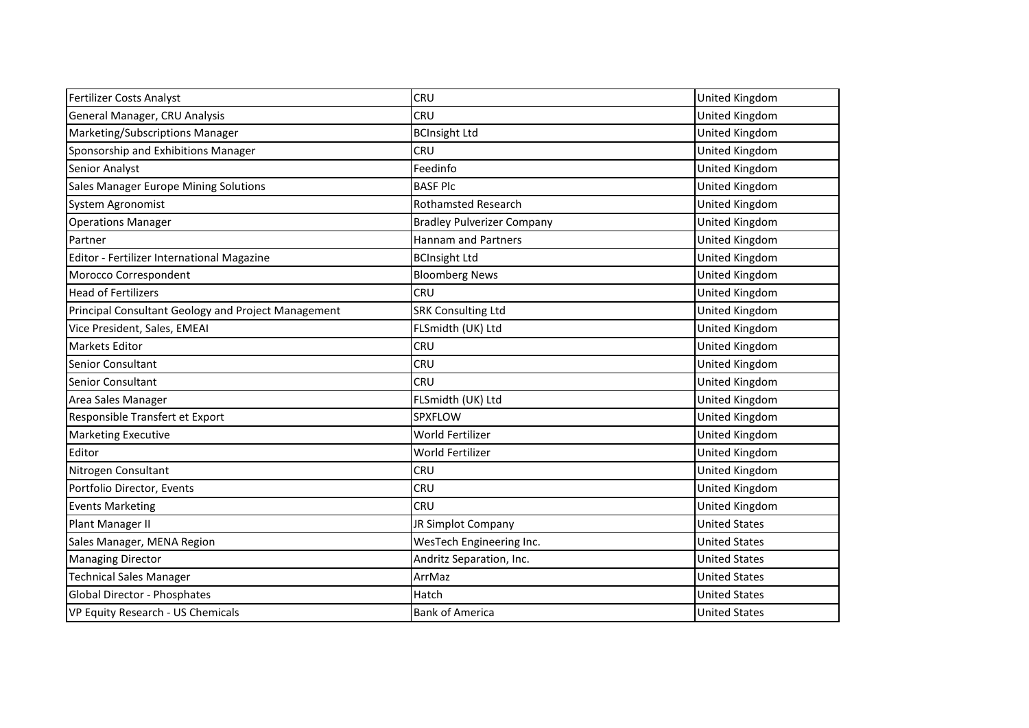| | | |
|---|---|---|
| Fertilizer Costs Analyst | CRU | United Kingdom |
| General Manager, CRU Analysis | CRU | United Kingdom |
| Marketing/Subscriptions Manager | BCInsight Ltd | United Kingdom |
| Sponsorship and Exhibitions Manager | CRU | United Kingdom |
| Senior Analyst | Feedinfo | United Kingdom |
| Sales Manager Europe Mining Solutions | BASF Plc | United Kingdom |
| System Agronomist | Rothamsted Research | United Kingdom |
| Operations Manager | Bradley Pulverizer Company | United Kingdom |
| Partner | Hannam and Partners | United Kingdom |
| Editor - Fertilizer International Magazine | BCInsight Ltd | United Kingdom |
| Morocco Correspondent | Bloomberg News | United Kingdom |
| Head of Fertilizers | CRU | United Kingdom |
| Principal Consultant Geology and Project Management | SRK Consulting Ltd | United Kingdom |
| Vice President, Sales, EMEAI | FLSmidth (UK) Ltd | United Kingdom |
| Markets Editor | CRU | United Kingdom |
| Senior Consultant | CRU | United Kingdom |
| Senior Consultant | CRU | United Kingdom |
| Area Sales Manager | FLSmidth (UK) Ltd | United Kingdom |
| Responsible Transfert et Export | SPXFLOW | United Kingdom |
| Marketing Executive | World Fertilizer | United Kingdom |
| Editor | World Fertilizer | United Kingdom |
| Nitrogen Consultant | CRU | United Kingdom |
| Portfolio Director, Events | CRU | United Kingdom |
| Events Marketing | CRU | United Kingdom |
| Plant Manager II | JR Simplot Company | United States |
| Sales Manager, MENA Region | WesTech Engineering Inc. | United States |
| Managing Director | Andritz Separation, Inc. | United States |
| Technical Sales Manager | ArrMaz | United States |
| Global Director - Phosphates | Hatch | United States |
| VP Equity Research - US Chemicals | Bank of America | United States |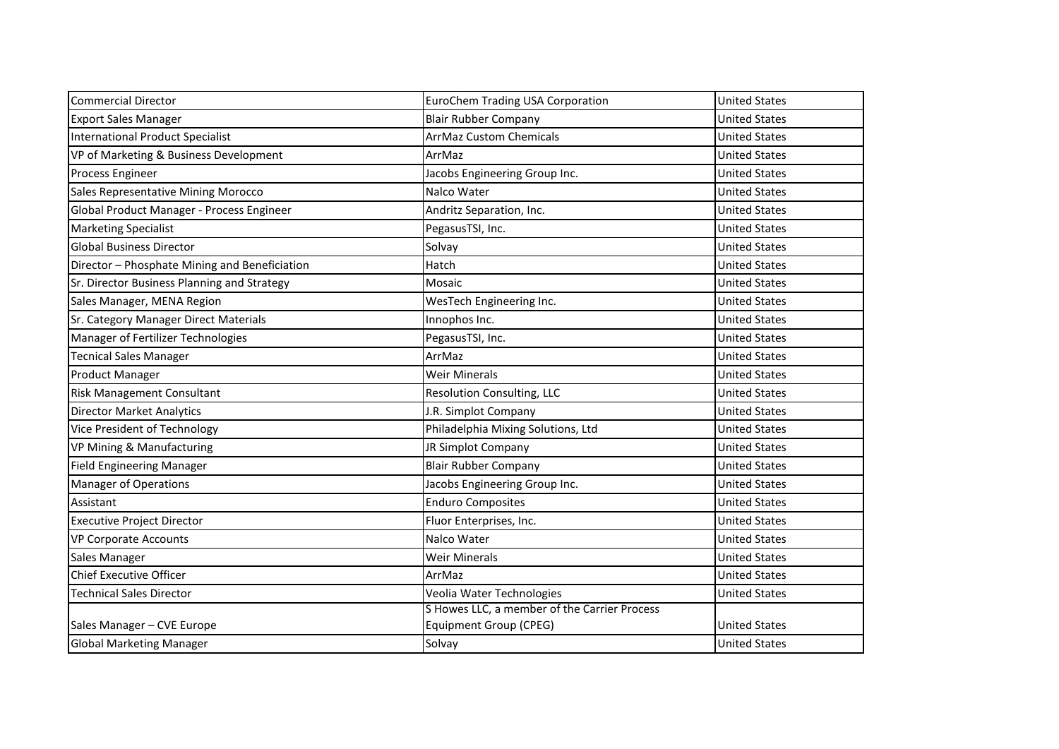| Commercial Director | EuroChem Trading USA Corporation | United States |
|---|---|---|
| Export Sales Manager | Blair Rubber Company | United States |
| International Product Specialist | ArrMaz Custom Chemicals | United States |
| VP of Marketing & Business Development | ArrMaz | United States |
| Process Engineer | Jacobs Engineering Group Inc. | United States |
| Sales Representative Mining Morocco | Nalco Water | United States |
| Global Product Manager - Process Engineer | Andritz Separation, Inc. | United States |
| Marketing Specialist | PegasusTSI, Inc. | United States |
| Global Business Director | Solvay | United States |
| Director – Phosphate Mining and Beneficiation | Hatch | United States |
| Sr. Director Business Planning and Strategy | Mosaic | United States |
| Sales Manager, MENA Region | WesTech Engineering Inc. | United States |
| Sr. Category Manager Direct Materials | Innophos Inc. | United States |
| Manager of Fertilizer Technologies | PegasusTSI, Inc. | United States |
| Tecnical Sales Manager | ArrMaz | United States |
| Product Manager | Weir Minerals | United States |
| Risk Management Consultant | Resolution Consulting, LLC | United States |
| Director Market Analytics | J.R. Simplot Company | United States |
| Vice President of Technology | Philadelphia Mixing Solutions, Ltd | United States |
| VP Mining & Manufacturing | JR Simplot Company | United States |
| Field Engineering Manager | Blair Rubber Company | United States |
| Manager of Operations | Jacobs Engineering Group Inc. | United States |
| Assistant | Enduro Composites | United States |
| Executive Project Director | Fluor Enterprises, Inc. | United States |
| VP Corporate Accounts | Nalco Water | United States |
| Sales Manager | Weir Minerals | United States |
| Chief Executive Officer | ArrMaz | United States |
| Technical Sales Director | Veolia Water Technologies | United States |
| Sales Manager – CVE Europe | S Howes LLC, a member of the Carrier Process Equipment Group (CPEG) | United States |
| Global Marketing Manager | Solvay | United States |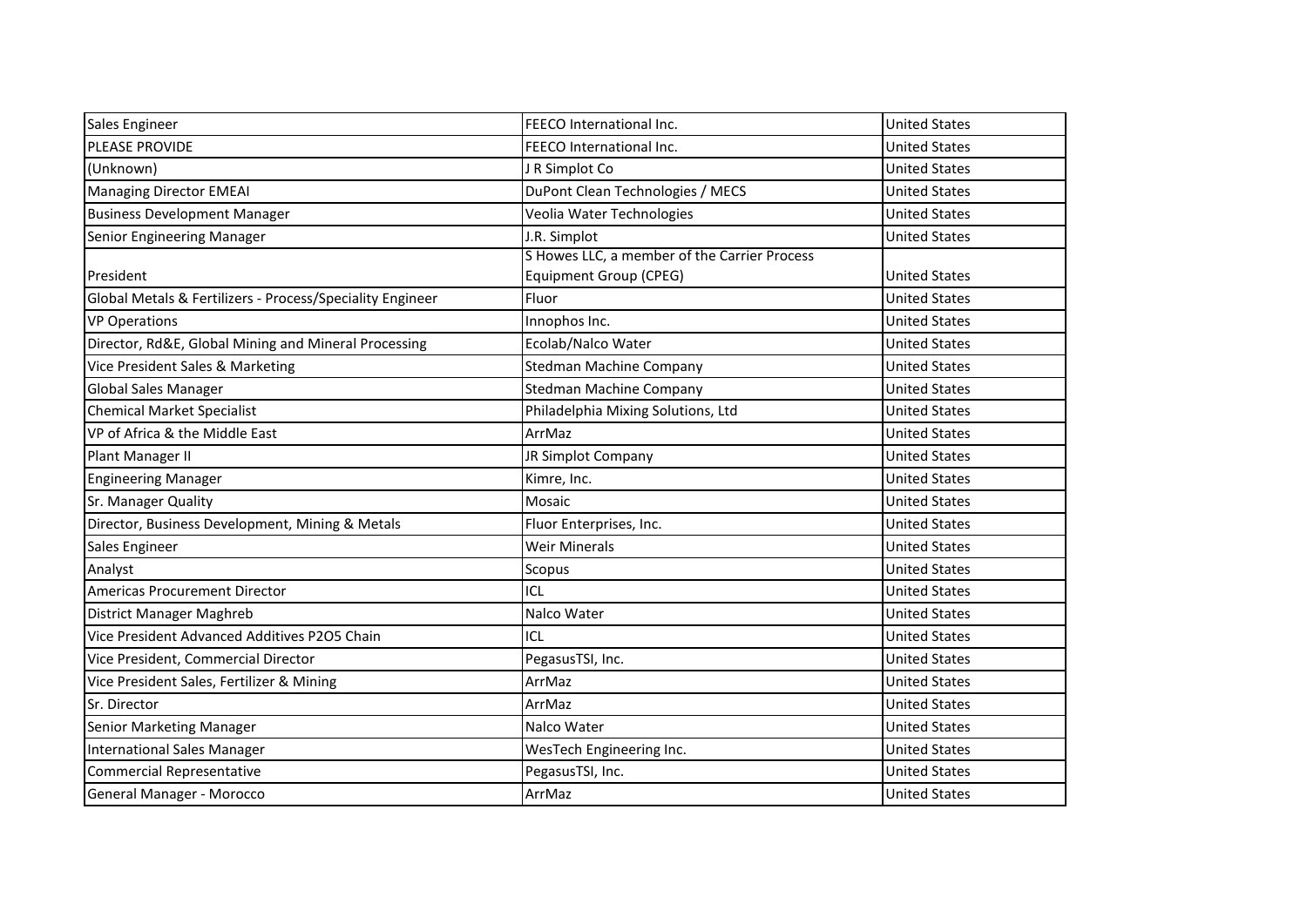| | | |
|---|---|---|
| Sales Engineer | FEECO International Inc. | United States |
| PLEASE PROVIDE | FEECO International Inc. | United States |
| (Unknown) | J R Simplot Co | United States |
| Managing Director EMEAI | DuPont Clean Technologies / MECS | United States |
| Business Development Manager | Veolia Water Technologies | United States |
| Senior Engineering Manager | J.R. Simplot | United States |
| President | S Howes LLC, a member of the Carrier Process Equipment Group (CPEG) | United States |
| Global Metals & Fertilizers - Process/Speciality Engineer | Fluor | United States |
| VP Operations | Innophos Inc. | United States |
| Director, Rd&E, Global Mining and Mineral Processing | Ecolab/Nalco Water | United States |
| Vice President Sales & Marketing | Stedman Machine Company | United States |
| Global Sales Manager | Stedman Machine Company | United States |
| Chemical Market Specialist | Philadelphia Mixing Solutions, Ltd | United States |
| VP of Africa & the Middle East | ArrMaz | United States |
| Plant Manager II | JR Simplot Company | United States |
| Engineering Manager | Kimre, Inc. | United States |
| Sr. Manager Quality | Mosaic | United States |
| Director, Business Development, Mining & Metals | Fluor Enterprises, Inc. | United States |
| Sales Engineer | Weir Minerals | United States |
| Analyst | Scopus | United States |
| Americas Procurement Director | ICL | United States |
| District Manager Maghreb | Nalco Water | United States |
| Vice President Advanced Additives P2O5 Chain | ICL | United States |
| Vice President, Commercial Director | PegasusTSI, Inc. | United States |
| Vice President Sales, Fertilizer & Mining | ArrMaz | United States |
| Sr. Director | ArrMaz | United States |
| Senior Marketing Manager | Nalco Water | United States |
| International Sales Manager | WesTech Engineering Inc. | United States |
| Commercial Representative | PegasusTSI, Inc. | United States |
| General Manager - Morocco | ArrMaz | United States |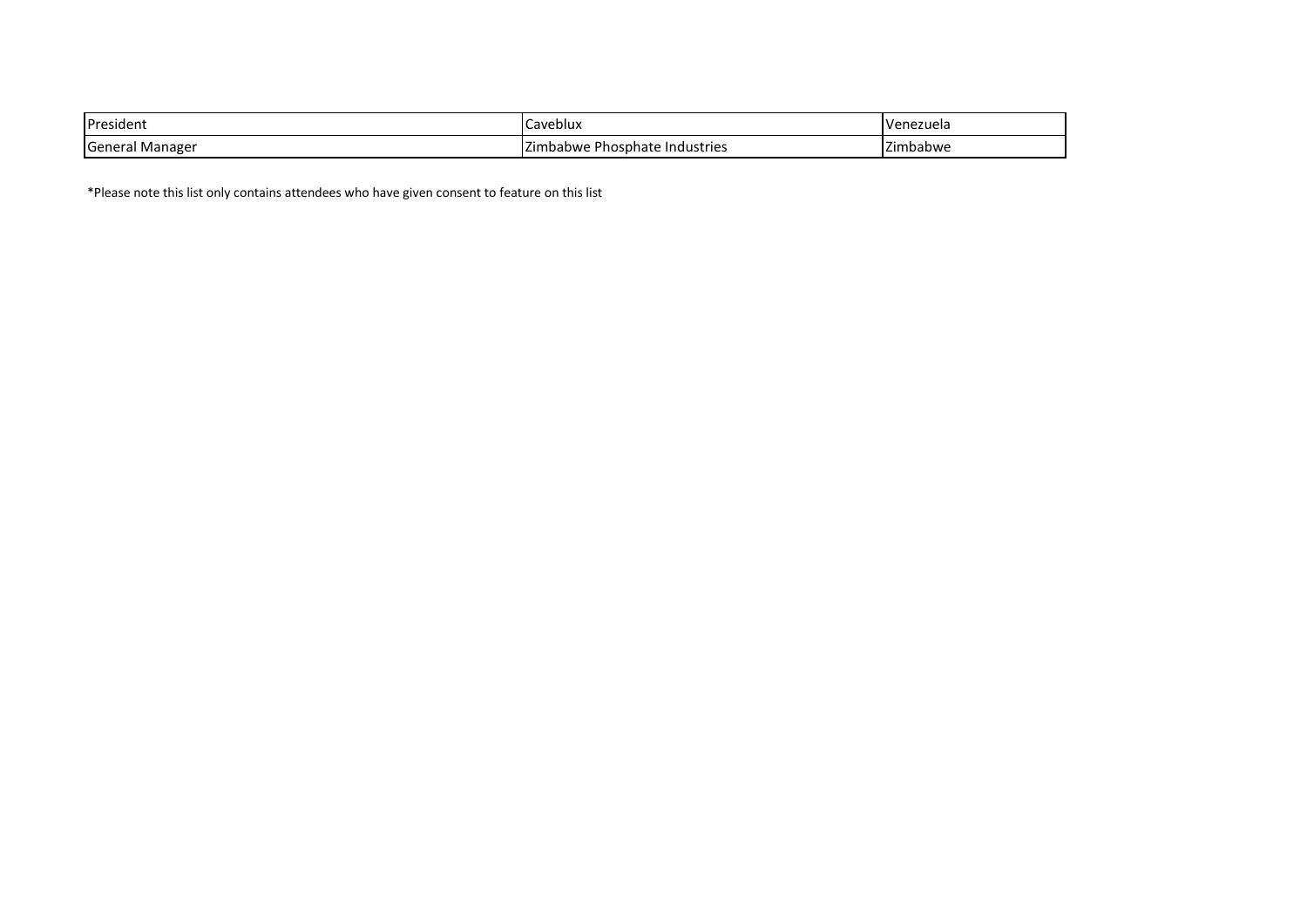| | | |
|---|---|---|
| President | Caveblux | Venezuela |
| General Manager | Zimbabwe Phosphate Industries | Zimbabwe |

*Please note this list only contains attendees who have given consent to feature on this list